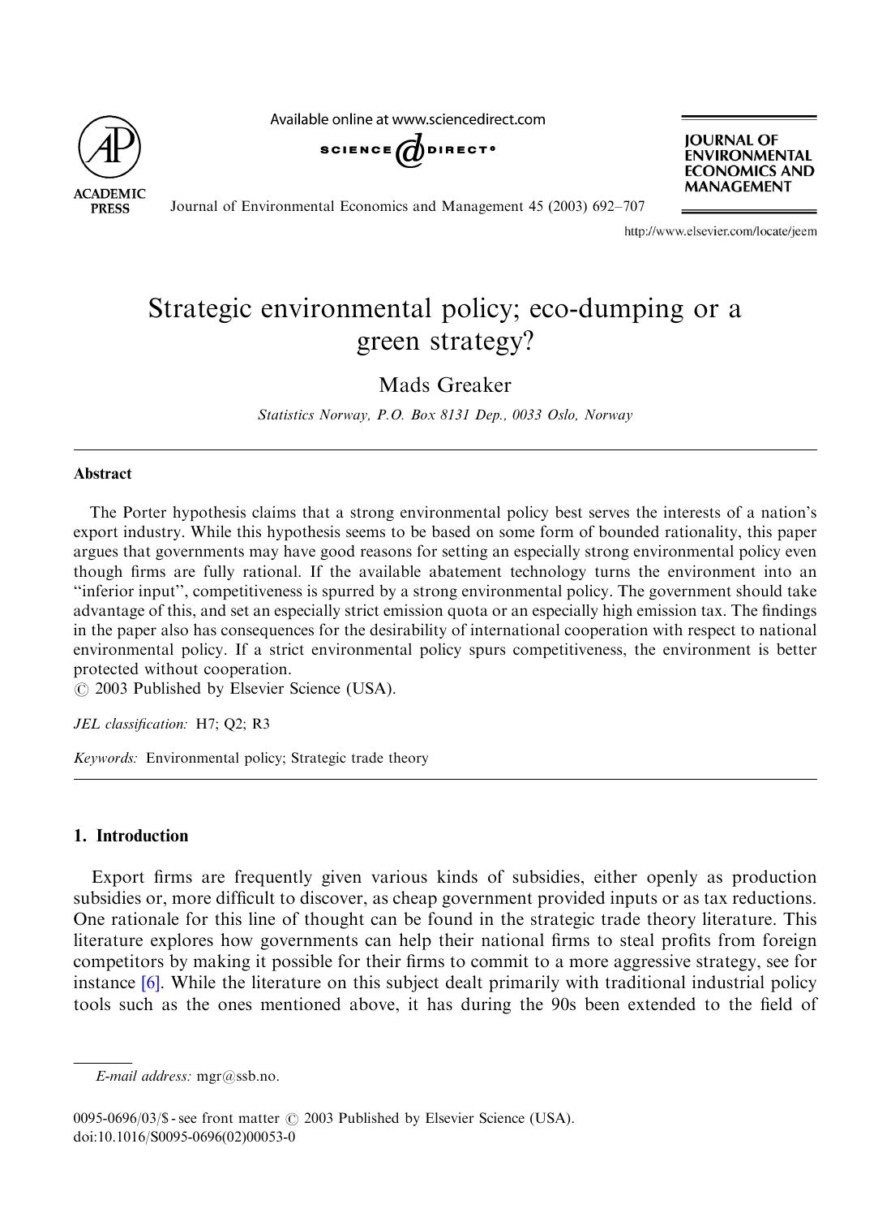# Strategic environmental policy; eco-dumping or a green strategy?

Mads Greaker

*Statistics Norway, P.O. Box 8131 Dep., 0033 Oslo, Norway*

---

## Abstract

The Porter hypothesis claims that a strong environmental policy best serves the interests of a nation's export industry. While this hypothesis seems to be based on some form of bounded rationality, this paper argues that governments may have good reasons for setting an especially strong environmental policy even though firms are fully rational. If the available abatement technology turns the environment into an "inferior input", competitiveness is spurred by a strong environmental policy. The government should take advantage of this, and set an especially strict emission quota or an especially high emission tax. The findings in the paper also has consequences for the desirability of international cooperation with respect to national environmental policy. If a strict environmental policy spurs competitiveness, the environment is better protected without cooperation.

© 2003 Published by Elsevier Science (USA).

*JEL classification:* H7; Q2; R3

*Keywords:* Environmental policy; Strategic trade theory

---

## 1. Introduction

Export firms are frequently given various kinds of subsidies, either openly as production subsidies or, more difficult to discover, as cheap government provided inputs or as tax reductions. One rationale for this line of thought can be found in the strategic trade theory literature. This literature explores how governments can help their national firms to steal profits from foreign competitors by making it possible for their firms to commit to a more aggressive strategy, see for instance [6]. While the literature on this subject dealt primarily with traditional industrial policy tools such as the ones mentioned above, it has during the 90s been extended to the field of

---

*E-mail address:* mgr@ssb.no.

0095-0696/03/$ - see front matter © 2003 Published by Elsevier Science (USA).
doi:10.1016/S0095-0696(02)00053-0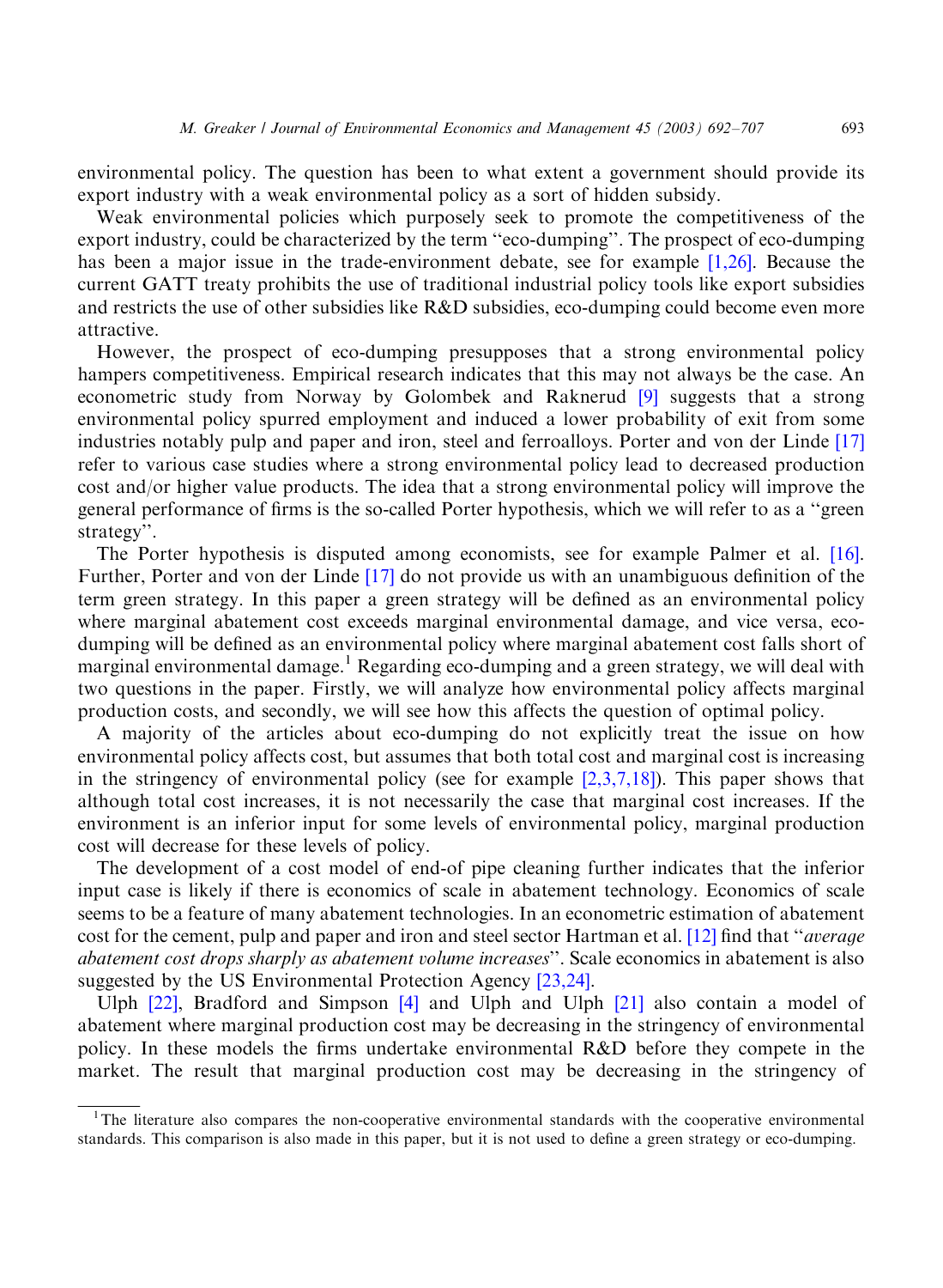environmental policy. The question has been to what extent a government should provide its export industry with a weak environmental policy as a sort of hidden subsidy.

Weak environmental policies which purposely seek to promote the competitiveness of the export industry, could be characterized by the term ‘‘eco-dumping’’. The prospect of eco-dumping has been a major issue in the trade-environment debate, see for example [1,26]. Because the current GATT treaty prohibits the use of traditional industrial policy tools like export subsidies and restricts the use of other subsidies like R&D subsidies, eco-dumping could become even more attractive.

However, the prospect of eco-dumping presupposes that a strong environmental policy hampers competitiveness. Empirical research indicates that this may not always be the case. An econometric study from Norway by Golombek and Raknerud [9] suggests that a strong environmental policy spurred employment and induced a lower probability of exit from some industries notably pulp and paper and iron, steel and ferroalloys. Porter and von der Linde [17] refer to various case studies where a strong environmental policy lead to decreased production cost and/or higher value products. The idea that a strong environmental policy will improve the general performance of firms is the so-called Porter hypothesis, which we will refer to as a ‘‘green strategy’’.

The Porter hypothesis is disputed among economists, see for example Palmer et al. [16]. Further, Porter and von der Linde [17] do not provide us with an unambiguous definition of the term green strategy. In this paper a green strategy will be defined as an environmental policy where marginal abatement cost exceeds marginal environmental damage, and vice versa, eco-dumping will be defined as an environmental policy where marginal abatement cost falls short of marginal environmental damage.[1] Regarding eco-dumping and a green strategy, we will deal with two questions in the paper. Firstly, we will analyze how environmental policy affects marginal production costs, and secondly, we will see how this affects the question of optimal policy.

A majority of the articles about eco-dumping do not explicitly treat the issue on how environmental policy affects cost, but assumes that both total cost and marginal cost is increasing in the stringency of environmental policy (see for example [2,3,7,18]). This paper shows that although total cost increases, it is not necessarily the case that marginal cost increases. If the environment is an inferior input for some levels of environmental policy, marginal production cost will decrease for these levels of policy.

The development of a cost model of end-of pipe cleaning further indicates that the inferior input case is likely if there is economics of scale in abatement technology. Economics of scale seems to be a feature of many abatement technologies. In an econometric estimation of abatement cost for the cement, pulp and paper and iron and steel sector Hartman et al. [12] find that ‘‘*average abatement cost drops sharply as abatement volume increases*’’. Scale economics in abatement is also suggested by the US Environmental Protection Agency [23,24].

Ulph [22], Bradford and Simpson [4] and Ulph and Ulph [21] also contain a model of abatement where marginal production cost may be decreasing in the stringency of environmental policy. In these models the firms undertake environmental R&D before they compete in the market. The result that marginal production cost may be decreasing in the stringency of

[1] The literature also compares the non-cooperative environmental standards with the cooperative environmental standards. This comparison is also made in this paper, but it is not used to define a green strategy or eco-dumping.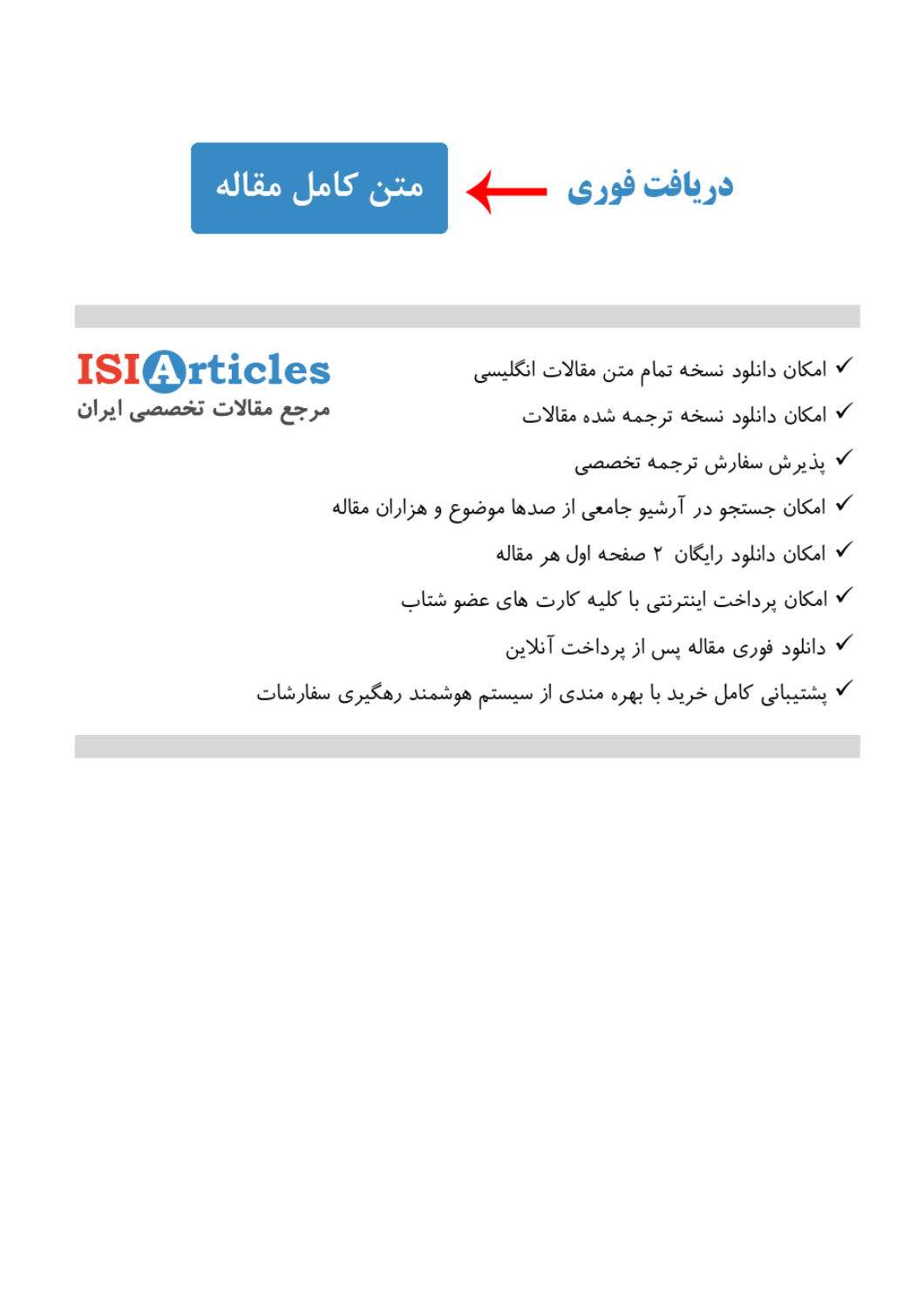**دریافت فوری** ← **متن کامل مقاله**

**ISIArticles**
مرجع مقالات تخصصی ایران

- ✓ امکان دانلود نسخه تمام متن مقالات انگلیسی
- ✓ امکان دانلود نسخه ترجمه شده مقالات
- ✓ پذیرش سفارش ترجمه تخصصی
- ✓ امکان جستجو در آرشیو جامعی از صدها موضوع و هزاران مقاله
- ✓ امکان دانلود رایگان ۲ صفحه اول هر مقاله
- ✓ امکان پرداخت اینترنتی با کلیه کارت های عضو شتاب
- ✓ دانلود فوری مقاله پس از پرداخت آنلاین
- ✓ پشتیبانی کامل خرید با بهره مندی از سیستم هوشمند رهگیری سفارشات